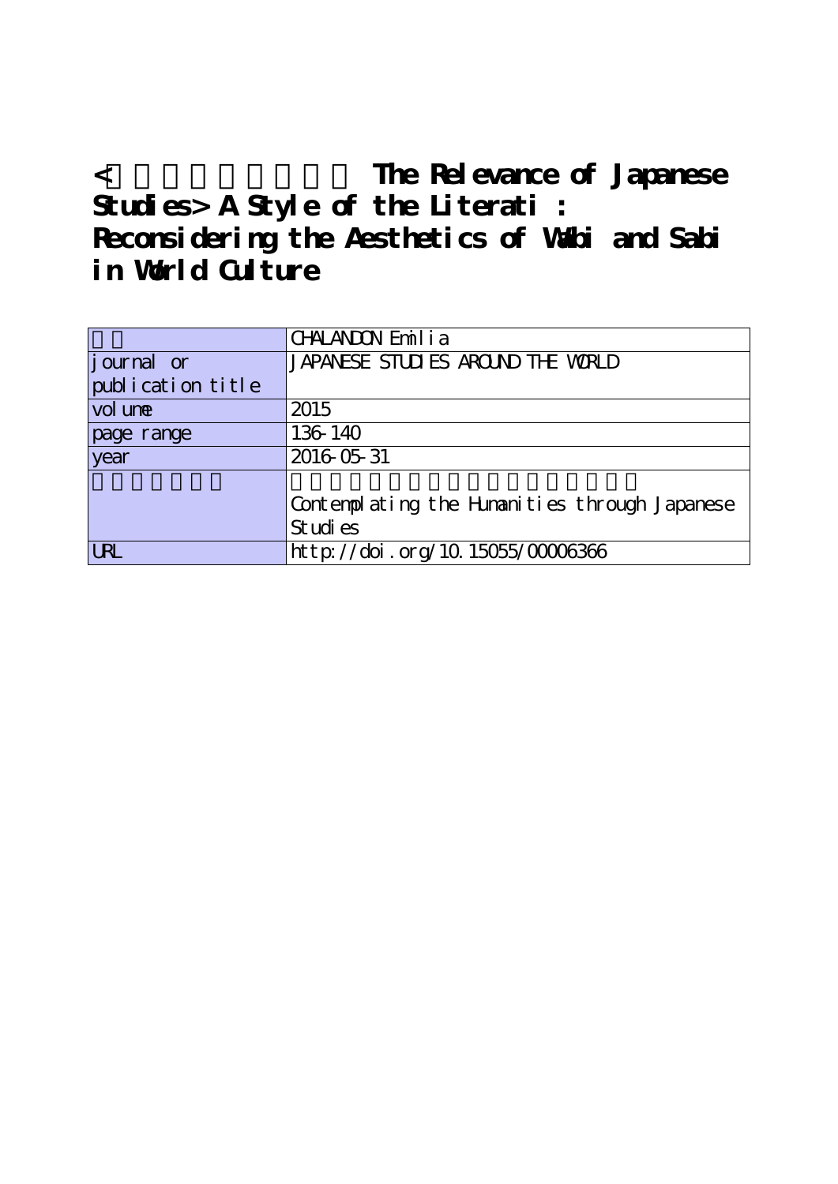# < The Relevance of Japanese Studies> A Style of the Literati : Reconsidering the Aesthetics of Wabi and Sabi in World Culture

| | |
|---|---|
| | CHALANDON Emilia |
| journal or publication title | JAPANESE STUDIES AROUND THE WORLD |
| volume | 2015 |
| page range | 136-140 |
| year | 2016-05-31 |
| | Contemplating the Humanities through Japanese Studies |
| URL | http://doi.org/10.15055/00006366 |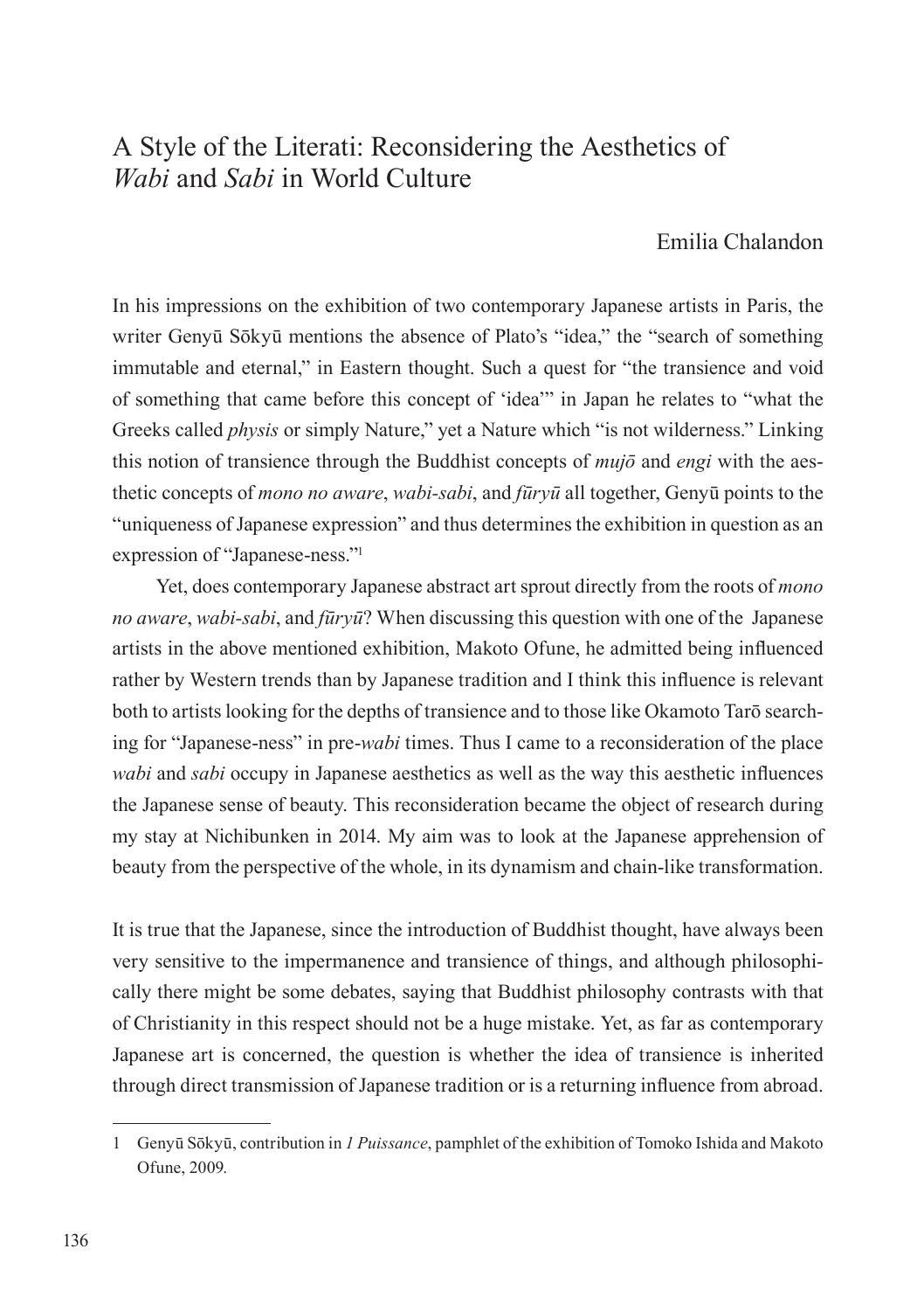# A Style of the Literati: Reconsidering the Aesthetics of *Wabi* and *Sabi* in World Culture

Emilia Chalandon

In his impressions on the exhibition of two contemporary Japanese artists in Paris, the writer Genyū Sōkyū mentions the absence of Plato's "idea," the "search of something immutable and eternal," in Eastern thought. Such a quest for "the transience and void of something that came before this concept of 'idea'" in Japan he relates to "what the Greeks called *physis* or simply Nature," yet a Nature which "is not wilderness." Linking this notion of transience through the Buddhist concepts of *mujō* and *engi* with the aesthetic concepts of *mono no aware*, *wabi-sabi*, and *fūryū* all together, Genyū points to the "uniqueness of Japanese expression" and thus determines the exhibition in question as an expression of "Japanese-ness."[1]

Yet, does contemporary Japanese abstract art sprout directly from the roots of *mono no aware*, *wabi-sabi*, and *fūryū*? When discussing this question with one of the Japanese artists in the above mentioned exhibition, Makoto Ofune, he admitted being influenced rather by Western trends than by Japanese tradition and I think this influence is relevant both to artists looking for the depths of transience and to those like Okamoto Tarō searching for "Japanese-ness" in pre-*wabi* times. Thus I came to a reconsideration of the place *wabi* and *sabi* occupy in Japanese aesthetics as well as the way this aesthetic influences the Japanese sense of beauty. This reconsideration became the object of research during my stay at Nichibunken in 2014. My aim was to look at the Japanese apprehension of beauty from the perspective of the whole, in its dynamism and chain-like transformation.

It is true that the Japanese, since the introduction of Buddhist thought, have always been very sensitive to the impermanence and transience of things, and although philosophically there might be some debates, saying that Buddhist philosophy contrasts with that of Christianity in this respect should not be a huge mistake. Yet, as far as contemporary Japanese art is concerned, the question is whether the idea of transience is inherited through direct transmission of Japanese tradition or is a returning influence from abroad.

---

1 Genyū Sōkyū, contribution in *1 Puissance*, pamphlet of the exhibition of Tomoko Ishida and Makoto Ofune, 2009.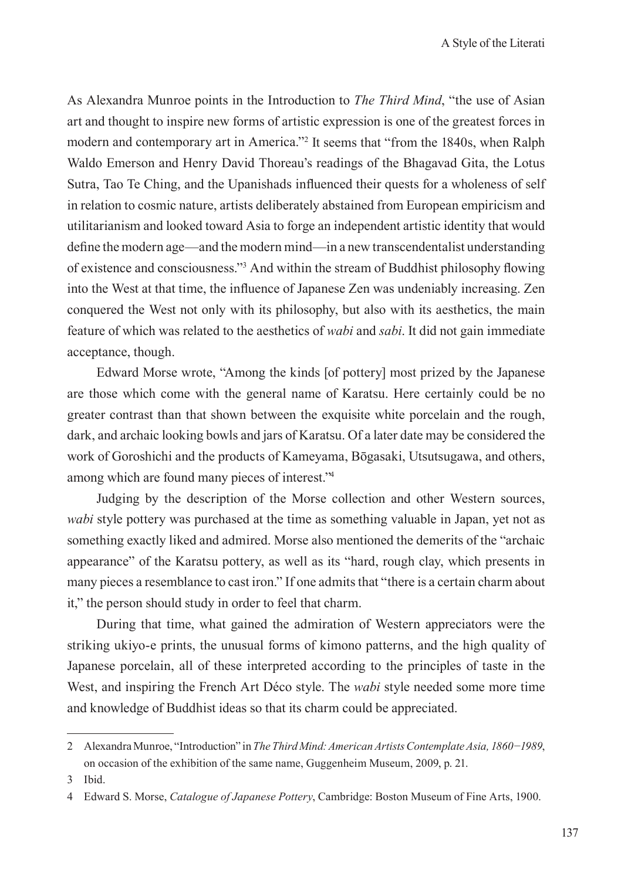As Alexandra Munroe points in the Introduction to *The Third Mind*, "the use of Asian art and thought to inspire new forms of artistic expression is one of the greatest forces in modern and contemporary art in America."[2] It seems that "from the 1840s, when Ralph Waldo Emerson and Henry David Thoreau's readings of the Bhagavad Gita, the Lotus Sutra, Tao Te Ching, and the Upanishads influenced their quests for a wholeness of self in relation to cosmic nature, artists deliberately abstained from European empiricism and utilitarianism and looked toward Asia to forge an independent artistic identity that would define the modern age—and the modern mind—in a new transcendentalist understanding of existence and consciousness."[3] And within the stream of Buddhist philosophy flowing into the West at that time, the influence of Japanese Zen was undeniably increasing. Zen conquered the West not only with its philosophy, but also with its aesthetics, the main feature of which was related to the aesthetics of *wabi* and *sabi*. It did not gain immediate acceptance, though.

Edward Morse wrote, "Among the kinds [of pottery] most prized by the Japanese are those which come with the general name of Karatsu. Here certainly could be no greater contrast than that shown between the exquisite white porcelain and the rough, dark, and archaic looking bowls and jars of Karatsu. Of a later date may be considered the work of Goroshichi and the products of Kameyama, Bōgasaki, Utsutsugawa, and others, among which are found many pieces of interest."[4]

Judging by the description of the Morse collection and other Western sources, *wabi* style pottery was purchased at the time as something valuable in Japan, yet not as something exactly liked and admired. Morse also mentioned the demerits of the "archaic appearance" of the Karatsu pottery, as well as its "hard, rough clay, which presents in many pieces a resemblance to cast iron." If one admits that "there is a certain charm about it," the person should study in order to feel that charm.

During that time, what gained the admiration of Western appreciators were the striking ukiyo-e prints, the unusual forms of kimono patterns, and the high quality of Japanese porcelain, all of these interpreted according to the principles of taste in the West, and inspiring the French Art Déco style. The *wabi* style needed some more time and knowledge of Buddhist ideas so that its charm could be appreciated.

---

2 Alexandra Munroe, "Introduction" in *The Third Mind: American Artists Contemplate Asia, 1860−1989*, on occasion of the exhibition of the same name, Guggenheim Museum, 2009, p. 21.

3 Ibid.

4 Edward S. Morse, *Catalogue of Japanese Pottery*, Cambridge: Boston Museum of Fine Arts, 1900.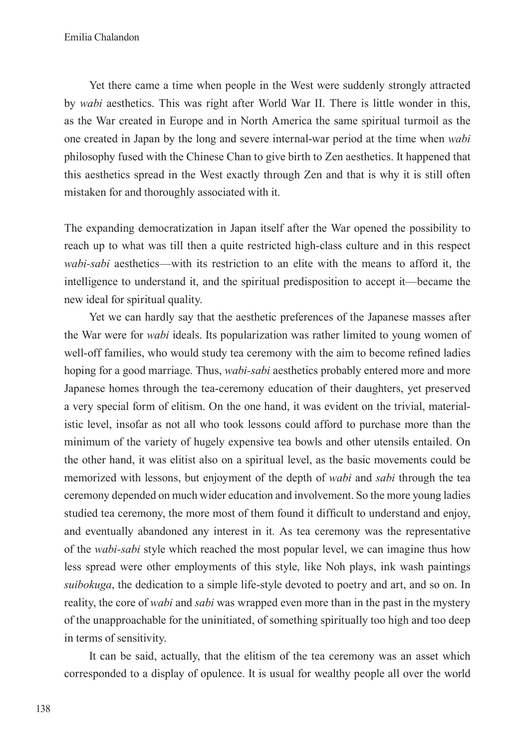Yet there came a time when people in the West were suddenly strongly attracted by *wabi* aesthetics. This was right after World War II. There is little wonder in this, as the War created in Europe and in North America the same spiritual turmoil as the one created in Japan by the long and severe internal-war period at the time when *wabi* philosophy fused with the Chinese Chan to give birth to Zen aesthetics. It happened that this aesthetics spread in the West exactly through Zen and that is why it is still often mistaken for and thoroughly associated with it.

The expanding democratization in Japan itself after the War opened the possibility to reach up to what was till then a quite restricted high-class culture and in this respect *wabi-sabi* aesthetics—with its restriction to an elite with the means to afford it, the intelligence to understand it, and the spiritual predisposition to accept it—became the new ideal for spiritual quality.

Yet we can hardly say that the aesthetic preferences of the Japanese masses after the War were for *wabi* ideals. Its popularization was rather limited to young women of well-off families, who would study tea ceremony with the aim to become refined ladies hoping for a good marriage. Thus, *wabi-sabi* aesthetics probably entered more and more Japanese homes through the tea-ceremony education of their daughters, yet preserved a very special form of elitism. On the one hand, it was evident on the trivial, materialistic level, insofar as not all who took lessons could afford to purchase more than the minimum of the variety of hugely expensive tea bowls and other utensils entailed. On the other hand, it was elitist also on a spiritual level, as the basic movements could be memorized with lessons, but enjoyment of the depth of *wabi* and *sabi* through the tea ceremony depended on much wider education and involvement. So the more young ladies studied tea ceremony, the more most of them found it difficult to understand and enjoy, and eventually abandoned any interest in it. As tea ceremony was the representative of the *wabi-sabi* style which reached the most popular level, we can imagine thus how less spread were other employments of this style, like Noh plays, ink wash paintings *suibokuga*, the dedication to a simple life-style devoted to poetry and art, and so on. In reality, the core of *wabi* and *sabi* was wrapped even more than in the past in the mystery of the unapproachable for the uninitiated, of something spiritually too high and too deep in terms of sensitivity.

It can be said, actually, that the elitism of the tea ceremony was an asset which corresponded to a display of opulence. It is usual for wealthy people all over the world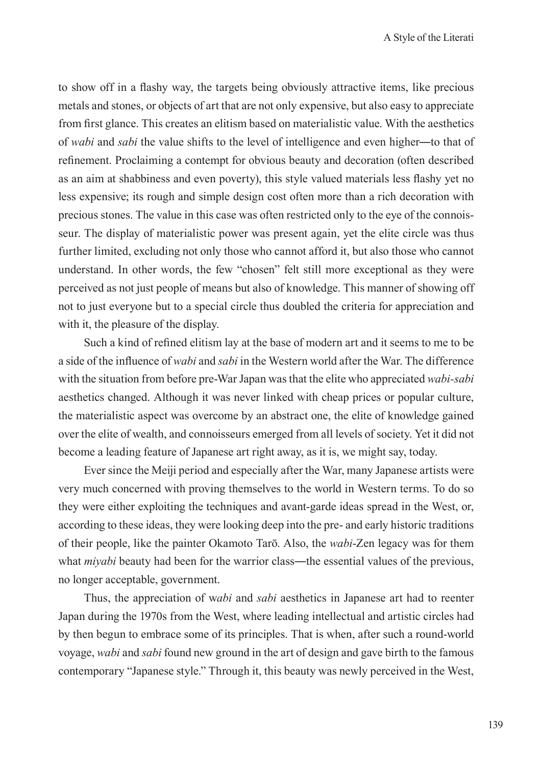to show off in a flashy way, the targets being obviously attractive items, like precious metals and stones, or objects of art that are not only expensive, but also easy to appreciate from first glance. This creates an elitism based on materialistic value. With the aesthetics of *wabi* and *sabi* the value shifts to the level of intelligence and even higher—to that of refinement. Proclaiming a contempt for obvious beauty and decoration (often described as an aim at shabbiness and even poverty), this style valued materials less flashy yet no less expensive; its rough and simple design cost often more than a rich decoration with precious stones. The value in this case was often restricted only to the eye of the connoisseur. The display of materialistic power was present again, yet the elite circle was thus further limited, excluding not only those who cannot afford it, but also those who cannot understand. In other words, the few "chosen" felt still more exceptional as they were perceived as not just people of means but also of knowledge. This manner of showing off not to just everyone but to a special circle thus doubled the criteria for appreciation and with it, the pleasure of the display.

Such a kind of refined elitism lay at the base of modern art and it seems to me to be a side of the influence of *wabi* and *sabi* in the Western world after the War. The difference with the situation from before pre-War Japan was that the elite who appreciated *wabi-sabi* aesthetics changed. Although it was never linked with cheap prices or popular culture, the materialistic aspect was overcome by an abstract one, the elite of knowledge gained over the elite of wealth, and connoisseurs emerged from all levels of society. Yet it did not become a leading feature of Japanese art right away, as it is, we might say, today.

Ever since the Meiji period and especially after the War, many Japanese artists were very much concerned with proving themselves to the world in Western terms. To do so they were either exploiting the techniques and avant-garde ideas spread in the West, or, according to these ideas, they were looking deep into the pre- and early historic traditions of their people, like the painter Okamoto Tarō. Also, the *wabi*-Zen legacy was for them what *miyabi* beauty had been for the warrior class—the essential values of the previous, no longer acceptable, government.

Thus, the appreciation of w*abi* and *sabi* aesthetics in Japanese art had to reenter Japan during the 1970s from the West, where leading intellectual and artistic circles had by then begun to embrace some of its principles. That is when, after such a round-world voyage, *wabi* and *sabi* found new ground in the art of design and gave birth to the famous contemporary "Japanese style." Through it, this beauty was newly perceived in the West,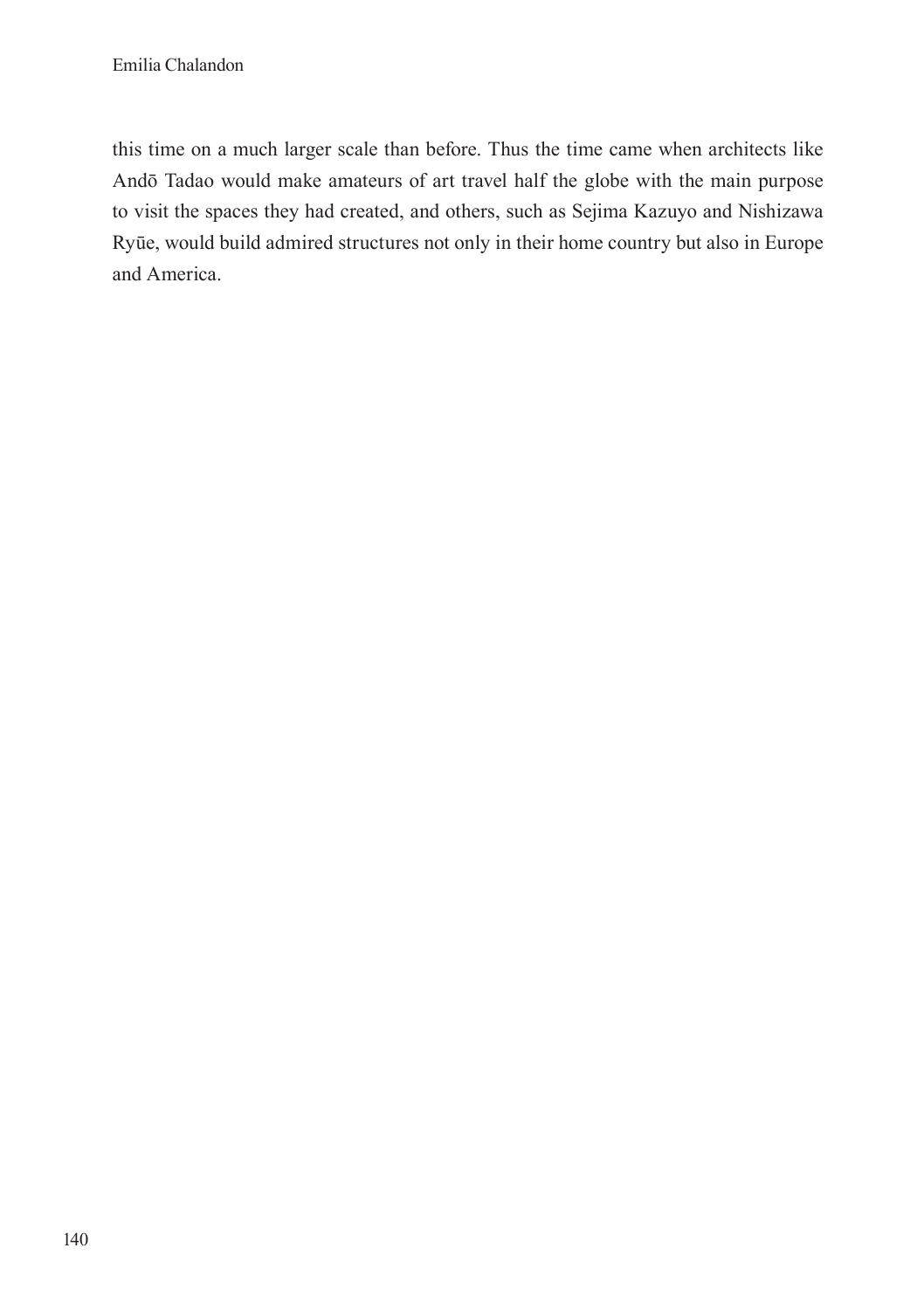this time on a much larger scale than before. Thus the time came when architects like Andō Tadao would make amateurs of art travel half the globe with the main purpose to visit the spaces they had created, and others, such as Sejima Kazuyo and Nishizawa Ryūe, would build admired structures not only in their home country but also in Europe and America.